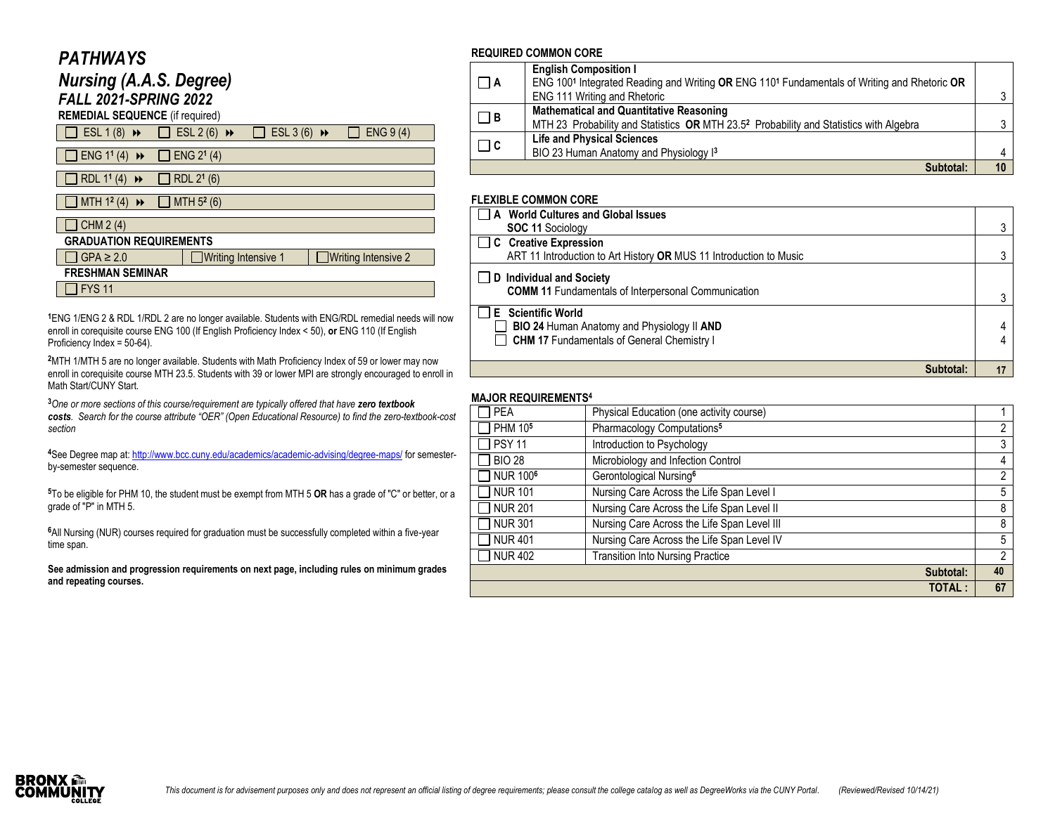# *PATHWAYS*

# *Nursing (A.A.S. Degree)*

## *FALL 2021-SPRING 2022*

**REMEDIAL SEQUENCE** (if required)

| | | | |
|---|---|---|---|
| ☐ ESL 1 (8) ⏩ | ☐ ESL 2 (6) ⏩ | ☐ ESL 3 (6) ⏩ | ☐ ENG 9 (4) |
| ☐ ENG 1[1] (4) ⏩ | ☐ ENG 2[1] (4) | | |
| ☐ RDL 1[1] (4) ⏩ | ☐ RDL 2[1] (6) | | |
| ☐ MTH 1[2] (4) ⏩ | ☐ MTH 5[2] (6) | | |
| ☐ CHM 2 (4) | | | |

**GRADUATION REQUIREMENTS**

| | | |
|---|---|---|
| ☐ GPA ≥ 2.0 | ☐ Writing Intensive 1 | ☐ Writing Intensive 2 |

**FRESHMAN SEMINAR**

☐ FYS 11

[1]ENG 1/ENG 2 & RDL 1/RDL 2 are no longer available. Students with ENG/RDL remedial needs will now enroll in corequisite course ENG 100 (If English Proficiency Index < 50), **or** ENG 110 (If English Proficiency Index = 50-64).

[2]MTH 1/MTH 5 are no longer available. Students with Math Proficiency Index of 59 or lower may now enroll in corequisite course MTH 23.5. Students with 39 or lower MPI are strongly encouraged to enroll in Math Start/CUNY Start.

[3]*One or more sections of this course/requirement are typically offered that have **zero textbook costs**. Search for the course attribute "OER" (Open Educational Resource) to find the zero-textbook-cost section*

[4]See Degree map at: http://www.bcc.cuny.edu/academics/academic-advising/degree-maps/ for semester-by-semester sequence.

[5]To be eligible for PHM 10, the student must be exempt from MTH 5 **OR** has a grade of "C" or better, or a grade of "P" in MTH 5.

[6]All Nursing (NUR) courses required for graduation must be successfully completed within a five-year time span.

**See admission and progression requirements on next page, including rules on minimum grades and repeating courses.**

**REQUIRED COMMON CORE**

| | | |
|---|---|---|
| ☐ A | **English Composition I**<br>ENG 100[1] Integrated Reading and Writing **OR** ENG 110[1] Fundamentals of Writing and Rhetoric **OR** ENG 111 Writing and Rhetoric | 3 |
| ☐ B | **Mathematical and Quantitative Reasoning**<br>MTH 23 Probability and Statistics **OR** MTH 23.5[2] Probability and Statistics with Algebra | 3 |
| ☐ C | **Life and Physical Sciences**<br>BIO 23 Human Anatomy and Physiology I[3] | 4 |
| | **Subtotal:** | **10** |

**FLEXIBLE COMMON CORE**

| | |
|---|---|
| ☐ **A World Cultures and Global Issues**<br>**SOC 11** Sociology | 3 |
| ☐ **C Creative Expression**<br>ART 11 Introduction to Art History **OR** MUS 11 Introduction to Music | 3 |
| ☐ **D Individual and Society**<br>**COMM 11** Fundamentals of Interpersonal Communication | 3 |
| ☐ **E Scientific World**<br>☐ **BIO 24** Human Anatomy and Physiology II **AND**<br>☐ **CHM 17** Fundamentals of General Chemistry I | 4<br>4 |
| **Subtotal:** | **17** |

**MAJOR REQUIREMENTS[4]**

| | | |
|---|---|---|
| ☐ PEA | Physical Education (one activity course) | 1 |
| ☐ PHM 10[5] | Pharmacology Computations[5] | 2 |
| ☐ PSY 11 | Introduction to Psychology | 3 |
| ☐ BIO 28 | Microbiology and Infection Control | 4 |
| ☐ NUR 100[6] | Gerontological Nursing[6] | 2 |
| ☐ NUR 101 | Nursing Care Across the Life Span Level I | 5 |
| ☐ NUR 201 | Nursing Care Across the Life Span Level II | 8 |
| ☐ NUR 301 | Nursing Care Across the Life Span Level III | 8 |
| ☐ NUR 401 | Nursing Care Across the Life Span Level IV | 5 |
| ☐ NUR 402 | Transition Into Nursing Practice | 2 |
| | **Subtotal:** | **40** |
| | **TOTAL :** | **67** |

*This document is for advisement purposes only and does not represent an official listing of degree requirements; please consult the college catalog as well as DegreeWorks via the CUNY Portal. (Reviewed/Revised 10/14/21)*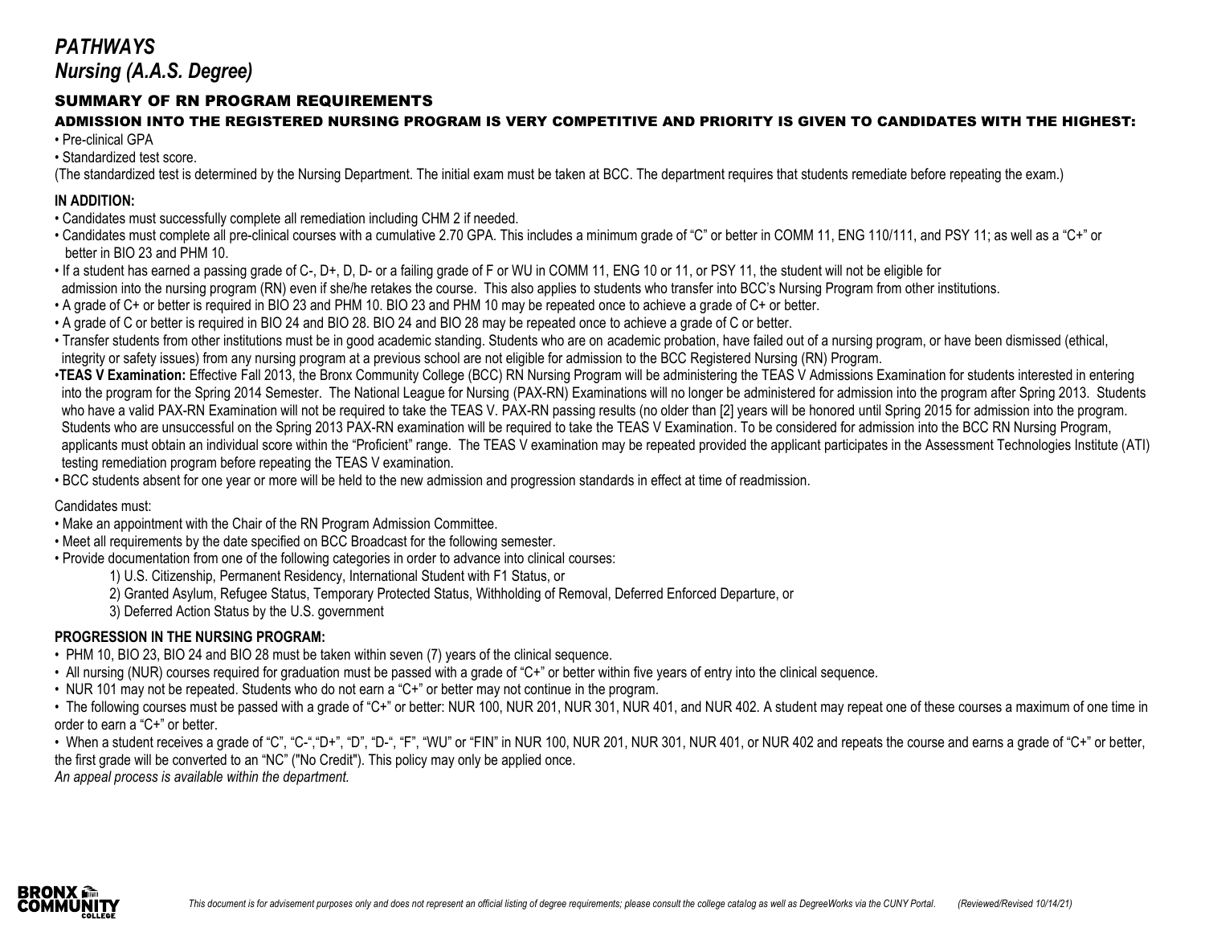# *PATHWAYS*
# *Nursing (A.A.S. Degree)*

## SUMMARY OF RN PROGRAM REQUIREMENTS

### ADMISSION INTO THE REGISTERED NURSING PROGRAM IS VERY COMPETITIVE AND PRIORITY IS GIVEN TO CANDIDATES WITH THE HIGHEST:

- Pre-clinical GPA
- Standardized test score.

(The standardized test is determined by the Nursing Department. The initial exam must be taken at BCC. The department requires that students remediate before repeating the exam.)

**IN ADDITION:**

- Candidates must successfully complete all remediation including CHM 2 if needed.
- Candidates must complete all pre-clinical courses with a cumulative 2.70 GPA. This includes a minimum grade of "C" or better in COMM 11, ENG 110/111, and PSY 11; as well as a "C+" or better in BIO 23 and PHM 10.
- If a student has earned a passing grade of C-, D+, D, D- or a failing grade of F or WU in COMM 11, ENG 10 or 11, or PSY 11, the student will not be eligible for admission into the nursing program (RN) even if she/he retakes the course. This also applies to students who transfer into BCC's Nursing Program from other institutions.
- A grade of C+ or better is required in BIO 23 and PHM 10. BIO 23 and PHM 10 may be repeated once to achieve a grade of C+ or better.
- A grade of C or better is required in BIO 24 and BIO 28. BIO 24 and BIO 28 may be repeated once to achieve a grade of C or better.
- Transfer students from other institutions must be in good academic standing. Students who are on academic probation, have failed out of a nursing program, or have been dismissed (ethical, integrity or safety issues) from any nursing program at a previous school are not eligible for admission to the BCC Registered Nursing (RN) Program.
- **TEAS V Examination:** Effective Fall 2013, the Bronx Community College (BCC) RN Nursing Program will be administering the TEAS V Admissions Examination for students interested in entering into the program for the Spring 2014 Semester. The National League for Nursing (PAX-RN) Examinations will no longer be administered for admission into the program after Spring 2013. Students who have a valid PAX-RN Examination will not be required to take the TEAS V. PAX-RN passing results (no older than [2] years will be honored until Spring 2015 for admission into the program. Students who are unsuccessful on the Spring 2013 PAX-RN examination will be required to take the TEAS V Examination. To be considered for admission into the BCC RN Nursing Program, applicants must obtain an individual score within the "Proficient" range. The TEAS V examination may be repeated provided the applicant participates in the Assessment Technologies Institute (ATI) testing remediation program before repeating the TEAS V examination.
- BCC students absent for one year or more will be held to the new admission and progression standards in effect at time of readmission.

Candidates must:

- Make an appointment with the Chair of the RN Program Admission Committee.
- Meet all requirements by the date specified on BCC Broadcast for the following semester.
- Provide documentation from one of the following categories in order to advance into clinical courses:
  1) U.S. Citizenship, Permanent Residency, International Student with F1 Status, or
  2) Granted Asylum, Refugee Status, Temporary Protected Status, Withholding of Removal, Deferred Enforced Departure, or
  3) Deferred Action Status by the U.S. government

**PROGRESSION IN THE NURSING PROGRAM:**

- PHM 10, BIO 23, BIO 24 and BIO 28 must be taken within seven (7) years of the clinical sequence.
- All nursing (NUR) courses required for graduation must be passed with a grade of "C+" or better within five years of entry into the clinical sequence.
- NUR 101 may not be repeated. Students who do not earn a "C+" or better may not continue in the program.
- The following courses must be passed with a grade of "C+" or better: NUR 100, NUR 201, NUR 301, NUR 401, and NUR 402. A student may repeat one of these courses a maximum of one time in order to earn a "C+" or better.
- When a student receives a grade of "C", "C-","D+", "D", "D-", "F", "WU" or "FIN" in NUR 100, NUR 201, NUR 301, NUR 401, or NUR 402 and repeats the course and earns a grade of "C+" or better, the first grade will be converted to an "NC" ("No Credit"). This policy may only be applied once.

*An appeal process is available within the department.*

*This document is for advisement purposes only and does not represent an official listing of degree requirements; please consult the college catalog as well as DegreeWorks via the CUNY Portal. (Reviewed/Revised 10/14/21)*